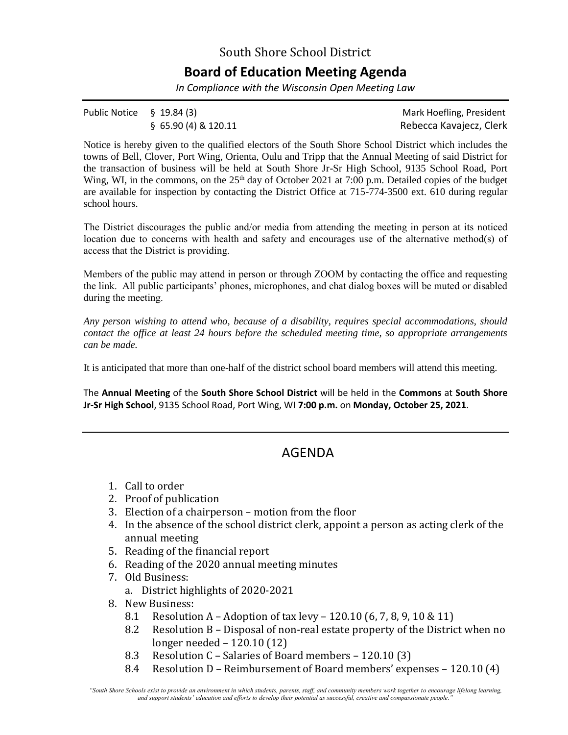South Shore School District

# Board of Education Meeting Agenda

*In Compliance with the Wisconsin Open Meeting Law*

Public Notice § 19.84 (3) Mark Hoefling, President
§ 65.90 (4) & 120.11 Rebecca Kavajecz, Clerk

Notice is hereby given to the qualified electors of the South Shore School District which includes the towns of Bell, Clover, Port Wing, Orienta, Oulu and Tripp that the Annual Meeting of said District for the transaction of business will be held at South Shore Jr-Sr High School, 9135 School Road, Port Wing, WI, in the commons, on the 25th day of October 2021 at 7:00 p.m. Detailed copies of the budget are available for inspection by contacting the District Office at 715-774-3500 ext. 610 during regular school hours.

The District discourages the public and/or media from attending the meeting in person at its noticed location due to concerns with health and safety and encourages use of the alternative method(s) of access that the District is providing.

Members of the public may attend in person or through ZOOM by contacting the office and requesting the link. All public participants' phones, microphones, and chat dialog boxes will be muted or disabled during the meeting.

*Any person wishing to attend who, because of a disability, requires special accommodations, should contact the office at least 24 hours before the scheduled meeting time, so appropriate arrangements can be made.*

It is anticipated that more than one-half of the district school board members will attend this meeting.

The **Annual Meeting** of the **South Shore School District** will be held in the **Commons** at **South Shore Jr-Sr High School**, 9135 School Road, Port Wing, WI **7:00 p.m.** on **Monday, October 25, 2021**.

---

## AGENDA

1. Call to order
2. Proof of publication
3. Election of a chairperson – motion from the floor
4. In the absence of the school district clerk, appoint a person as acting clerk of the annual meeting
5. Reading of the financial report
6. Reading of the 2020 annual meeting minutes
7. Old Business:
   a. District highlights of 2020-2021
8. New Business:
   - 8.1 Resolution A – Adoption of tax levy – 120.10 (6, 7, 8, 9, 10 & 11)
   - 8.2 Resolution B – Disposal of non-real estate property of the District when no longer needed – 120.10 (12)
   - 8.3 Resolution C – Salaries of Board members – 120.10 (3)
   - 8.4 Resolution D – Reimbursement of Board members' expenses – 120.10 (4)

*"South Shore Schools exist to provide an environment in which students, parents, staff, and community members work together to encourage lifelong learning, and support students' education and efforts to develop their potential as successful, creative and compassionate people."*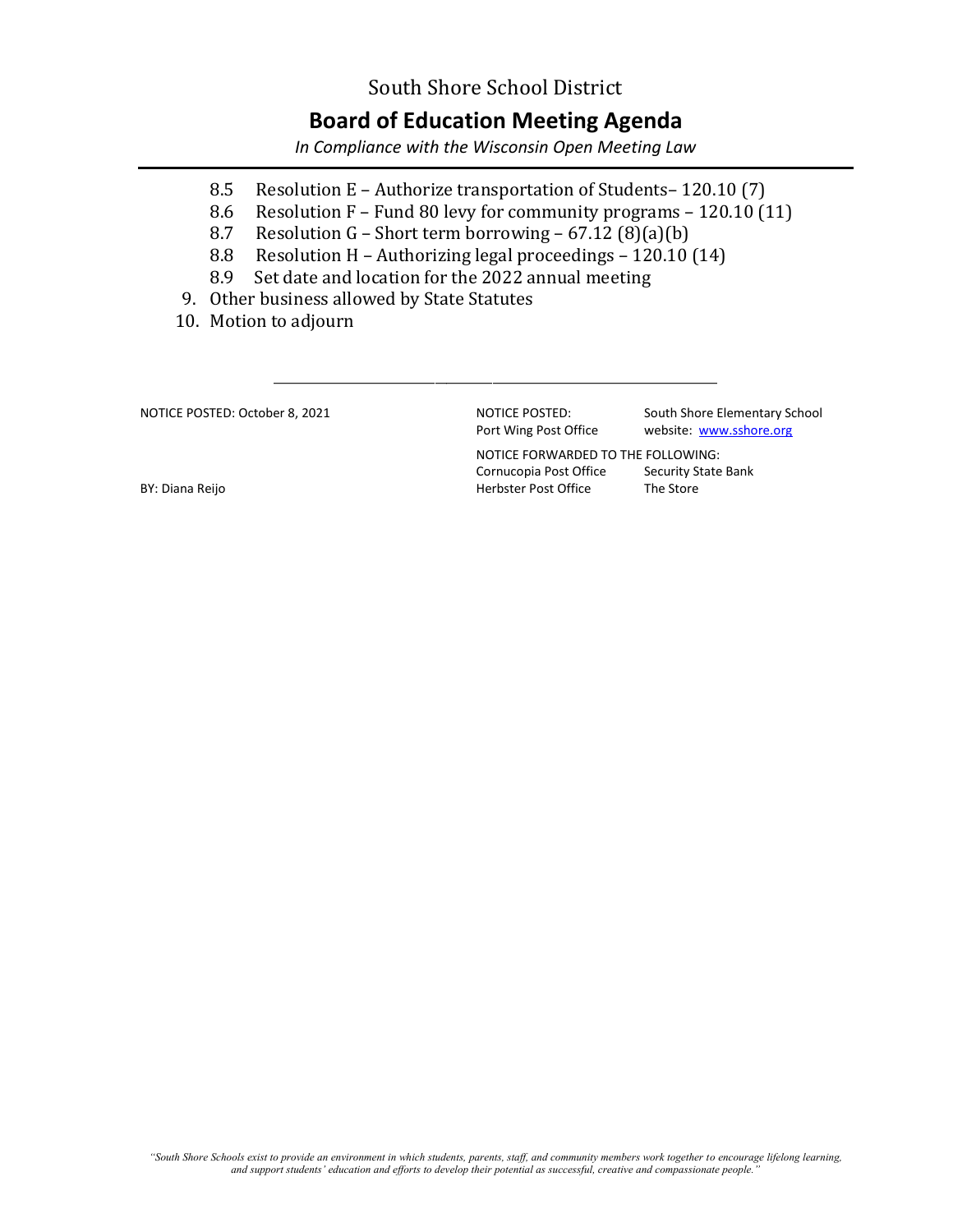South Shore School District

## Board of Education Meeting Agenda

*In Compliance with the Wisconsin Open Meeting Law*

- 8.5 Resolution E – Authorize transportation of Students– 120.10 (7)
- 8.6 Resolution F – Fund 80 levy for community programs – 120.10 (11)
- 8.7 Resolution G – Short term borrowing – 67.12 (8)(a)(b)
- 8.8 Resolution H – Authorizing legal proceedings – 120.10 (14)
- 8.9 Set date and location for the 2022 annual meeting

9. Other business allowed by State Statutes
10. Motion to adjourn

---

NOTICE POSTED: October 8, 2021

BY: Diana Reijo

NOTICE POSTED: South Shore Elementary School, Port Wing Post Office, website: www.sshore.org

NOTICE FORWARDED TO THE FOLLOWING: Cornucopia Post Office, Security State Bank, Herbster Post Office, The Store

*"South Shore Schools exist to provide an environment in which students, parents, staff, and community members work together to encourage lifelong learning, and support students' education and efforts to develop their potential as successful, creative and compassionate people."*